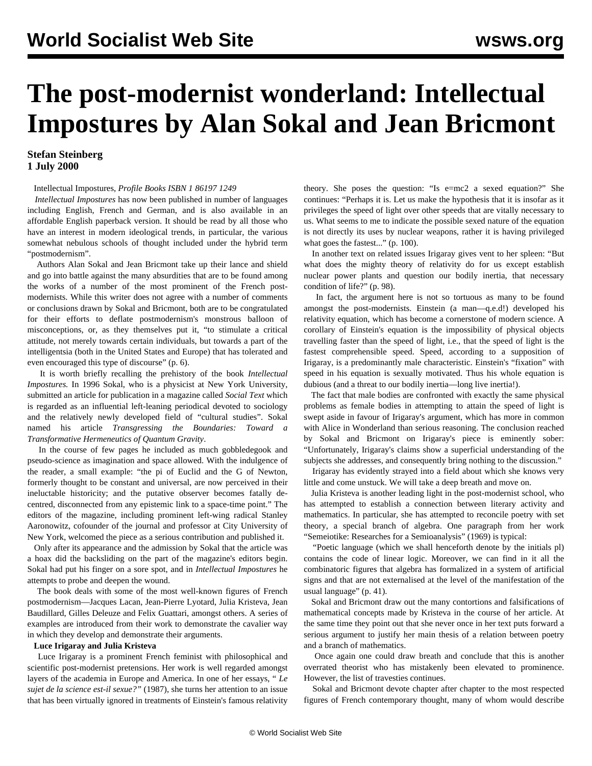# The post-modernist wonderland: Intellectual Impostures by Alan Sokal and Jean Bricmont

**Stefan Steinberg**
**1 July 2000**

Intellectual Impostures, *Profile Books ISBN 1 86197 1249*

*Intellectual Impostures* has now been published in number of languages including English, French and German, and is also available in an affordable English paperback version. It should be read by all those who have an interest in modern ideological trends, in particular, the various somewhat nebulous schools of thought included under the hybrid term "postmodernism".

Authors Alan Sokal and Jean Bricmont take up their lance and shield and go into battle against the many absurdities that are to be found among the works of a number of the most prominent of the French post-modernists. While this writer does not agree with a number of comments or conclusions drawn by Sokal and Bricmont, both are to be congratulated for their efforts to deflate postmodernism's monstrous balloon of misconceptions, or, as they themselves put it, "to stimulate a critical attitude, not merely towards certain individuals, but towards a part of the intelligentsia (both in the United States and Europe) that has tolerated and even encouraged this type of discourse" (p. 6).

It is worth briefly recalling the prehistory of the book *Intellectual Impostures.* In 1996 Sokal, who is a physicist at New York University, submitted an article for publication in a magazine called *Social Text* which is regarded as an influential left-leaning periodical devoted to sociology and the relatively newly developed field of "cultural studies". Sokal named his article *Transgressing the Boundaries: Toward a Transformative Hermeneutics of Quantum Gravity*.

In the course of few pages he included as much gobbledegook and pseudo-science as imagination and space allowed. With the indulgence of the reader, a small example: "the pi of Euclid and the G of Newton, formerly thought to be constant and universal, are now perceived in their ineluctable historicity; and the putative observer becomes fatally de-centred, disconnected from any epistemic link to a space-time point." The editors of the magazine, including prominent left-wing radical Stanley Aaronowitz, cofounder of the journal and professor at City University of New York, welcomed the piece as a serious contribution and published it.

Only after its appearance and the admission by Sokal that the article was a hoax did the backsliding on the part of the magazine's editors begin. Sokal had put his finger on a sore spot, and in *Intellectual Impostures* he attempts to probe and deepen the wound.

The book deals with some of the most well-known figures of French postmodernism—Jacques Lacan, Jean-Pierre Lyotard, Julia Kristeva, Jean Baudillard, Gilles Deleuze and Felix Guattari, amongst others. A series of examples are introduced from their work to demonstrate the cavalier way in which they develop and demonstrate their arguments.

**Luce Irigaray and Julia Kristeva**

Luce Irigaray is a prominent French feminist with philosophical and scientific post-modernist pretensions. Her work is well regarded amongst layers of the academia in Europe and America. In one of her essays, "*Le sujet de la science est-il sexue?"* (1987), she turns her attention to an issue that has been virtually ignored in treatments of Einstein's famous relativity theory. She poses the question: "Is e=mc2 a sexed equation?" She continues: "Perhaps it is. Let us make the hypothesis that it is insofar as it privileges the speed of light over other speeds that are vitally necessary to us. What seems to me to indicate the possible sexed nature of the equation is not directly its uses by nuclear weapons, rather it is having privileged what goes the fastest..." (p. 100).

In another text on related issues Irigaray gives vent to her spleen: "But what does the mighty theory of relativity do for us except establish nuclear power plants and question our bodily inertia, that necessary condition of life?" (p. 98).

In fact, the argument here is not so tortuous as many to be found amongst the post-modernists. Einstein (a man—q.e.d!) developed his relativity equation, which has become a cornerstone of modern science. A corollary of Einstein's equation is the impossibility of physical objects travelling faster than the speed of light, i.e., that the speed of light is the fastest comprehensible speed. Speed, according to a supposition of Irigaray, is a predominantly male characteristic. Einstein's "fixation" with speed in his equation is sexually motivated. Thus his whole equation is dubious (and a threat to our bodily inertia—long live inertia!).

The fact that male bodies are confronted with exactly the same physical problems as female bodies in attempting to attain the speed of light is swept aside in favour of Irigaray's argument, which has more in common with Alice in Wonderland than serious reasoning. The conclusion reached by Sokal and Bricmont on Irigaray's piece is eminently sober: "Unfortunately, Irigaray's claims show a superficial understanding of the subjects she addresses, and consequently bring nothing to the discussion."

Irigaray has evidently strayed into a field about which she knows very little and come unstuck. We will take a deep breath and move on.

Julia Kristeva is another leading light in the post-modernist school, who has attempted to establish a connection between literary activity and mathematics. In particular, she has attempted to reconcile poetry with set theory, a special branch of algebra. One paragraph from her work "Semeiotike: Researches for a Semioanalysis" (1969) is typical:

"Poetic language (which we shall henceforth denote by the initials pl) contains the code of linear logic. Moreover, we can find in it all the combinatoric figures that algebra has formalized in a system of artificial signs and that are not externalised at the level of the manifestation of the usual language" (p. 41).

Sokal and Bricmont draw out the many contortions and falsifications of mathematical concepts made by Kristeva in the course of her article. At the same time they point out that she never once in her text puts forward a serious argument to justify her main thesis of a relation between poetry and a branch of mathematics.

Once again one could draw breath and conclude that this is another overrated theorist who has mistakenly been elevated to prominence. However, the list of travesties continues.

Sokal and Bricmont devote chapter after chapter to the most respected figures of French contemporary thought, many of whom would describe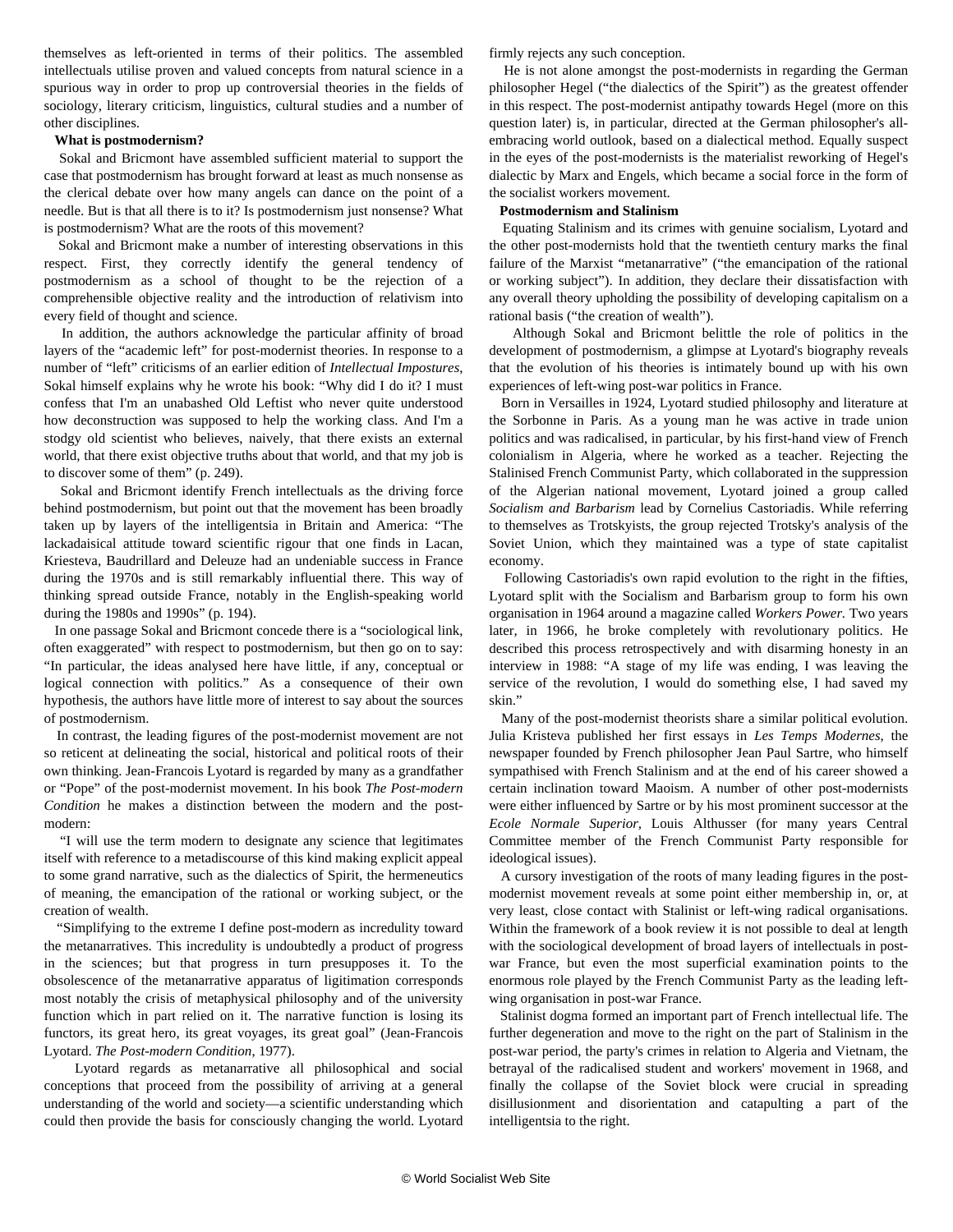themselves as left-oriented in terms of their politics. The assembled intellectuals utilise proven and valued concepts from natural science in a spurious way in order to prop up controversial theories in the fields of sociology, literary criticism, linguistics, cultural studies and a number of other disciplines.

**What is postmodernism?**

Sokal and Bricmont have assembled sufficient material to support the case that postmodernism has brought forward at least as much nonsense as the clerical debate over how many angels can dance on the point of a needle. But is that all there is to it? Is postmodernism just nonsense? What is postmodernism? What are the roots of this movement?

Sokal and Bricmont make a number of interesting observations in this respect. First, they correctly identify the general tendency of postmodernism as a school of thought to be the rejection of a comprehensible objective reality and the introduction of relativism into every field of thought and science.

In addition, the authors acknowledge the particular affinity of broad layers of the "academic left" for post-modernist theories. In response to a number of "left" criticisms of an earlier edition of *Intellectual Impostures*, Sokal himself explains why he wrote his book: "Why did I do it? I must confess that I'm an unabashed Old Leftist who never quite understood how deconstruction was supposed to help the working class. And I'm a stodgy old scientist who believes, naively, that there exists an external world, that there exist objective truths about that world, and that my job is to discover some of them" (p. 249).

Sokal and Bricmont identify French intellectuals as the driving force behind postmodernism, but point out that the movement has been broadly taken up by layers of the intelligentsia in Britain and America: "The lackadaisical attitude toward scientific rigour that one finds in Lacan, Kriesteva, Baudrillard and Deleuze had an undeniable success in France during the 1970s and is still remarkably influential there. This way of thinking spread outside France, notably in the English-speaking world during the 1980s and 1990s" (p. 194).

In one passage Sokal and Bricmont concede there is a "sociological link, often exaggerated" with respect to postmodernism, but then go on to say: "In particular, the ideas analysed here have little, if any, conceptual or logical connection with politics." As a consequence of their own hypothesis, the authors have little more of interest to say about the sources of postmodernism.

In contrast, the leading figures of the post-modernist movement are not so reticent at delineating the social, historical and political roots of their own thinking. Jean-Francois Lyotard is regarded by many as a grandfather or "Pope" of the post-modernist movement. In his book *The Post-modern Condition* he makes a distinction between the modern and the post-modern:

"I will use the term modern to designate any science that legitimates itself with reference to a metadiscourse of this kind making explicit appeal to some grand narrative, such as the dialectics of Spirit, the hermeneutics of meaning, the emancipation of the rational or working subject, or the creation of wealth.

"Simplifying to the extreme I define post-modern as incredulity toward the metanarratives. This incredulity is undoubtedly a product of progress in the sciences; but that progress in turn presupposes it. To the obsolescence of the metanarrative apparatus of ligitimation corresponds most notably the crisis of metaphysical philosophy and of the university function which in part relied on it. The narrative function is losing its functors, its great hero, its great voyages, its great goal" (Jean-Francois Lyotard. *The Post-modern Condition*, 1977).

Lyotard regards as metanarrative all philosophical and social conceptions that proceed from the possibility of arriving at a general understanding of the world and society—a scientific understanding which could then provide the basis for consciously changing the world. Lyotard firmly rejects any such conception.

He is not alone amongst the post-modernists in regarding the German philosopher Hegel ("the dialectics of the Spirit") as the greatest offender in this respect. The post-modernist antipathy towards Hegel (more on this question later) is, in particular, directed at the German philosopher's all-embracing world outlook, based on a dialectical method. Equally suspect in the eyes of the post-modernists is the materialist reworking of Hegel's dialectic by Marx and Engels, which became a social force in the form of the socialist workers movement.

**Postmodernism and Stalinism**

Equating Stalinism and its crimes with genuine socialism, Lyotard and the other post-modernists hold that the twentieth century marks the final failure of the Marxist "metanarrative" ("the emancipation of the rational or working subject"). In addition, they declare their dissatisfaction with any overall theory upholding the possibility of developing capitalism on a rational basis ("the creation of wealth").

Although Sokal and Bricmont belittle the role of politics in the development of postmodernism, a glimpse at Lyotard's biography reveals that the evolution of his theories is intimately bound up with his own experiences of left-wing post-war politics in France.

Born in Versailles in 1924, Lyotard studied philosophy and literature at the Sorbonne in Paris. As a young man he was active in trade union politics and was radicalised, in particular, by his first-hand view of French colonialism in Algeria, where he worked as a teacher. Rejecting the Stalinised French Communist Party, which collaborated in the suppression of the Algerian national movement, Lyotard joined a group called *Socialism and Barbarism* lead by Cornelius Castoriadis. While referring to themselves as Trotskyists, the group rejected Trotsky's analysis of the Soviet Union, which they maintained was a type of state capitalist economy.

Following Castoriadis's own rapid evolution to the right in the fifties, Lyotard split with the Socialism and Barbarism group to form his own organisation in 1964 around a magazine called *Workers Power*. Two years later, in 1966, he broke completely with revolutionary politics. He described this process retrospectively and with disarming honesty in an interview in 1988: "A stage of my life was ending, I was leaving the service of the revolution, I would do something else, I had saved my skin."

Many of the post-modernist theorists share a similar political evolution. Julia Kristeva published her first essays in *Les Temps Modernes*, the newspaper founded by French philosopher Jean Paul Sartre, who himself sympathised with French Stalinism and at the end of his career showed a certain inclination toward Maoism. A number of other post-modernists were either influenced by Sartre or by his most prominent successor at the *Ecole Normale Superior*, Louis Althusser (for many years Central Committee member of the French Communist Party responsible for ideological issues).

A cursory investigation of the roots of many leading figures in the post-modernist movement reveals at some point either membership in, or, at very least, close contact with Stalinist or left-wing radical organisations. Within the framework of a book review it is not possible to deal at length with the sociological development of broad layers of intellectuals in post-war France, but even the most superficial examination points to the enormous role played by the French Communist Party as the leading left-wing organisation in post-war France.

Stalinist dogma formed an important part of French intellectual life. The further degeneration and move to the right on the part of Stalinism in the post-war period, the party's crimes in relation to Algeria and Vietnam, the betrayal of the radicalised student and workers' movement in 1968, and finally the collapse of the Soviet block were crucial in spreading disillusionment and disorientation and catapulting a part of the intelligentsia to the right.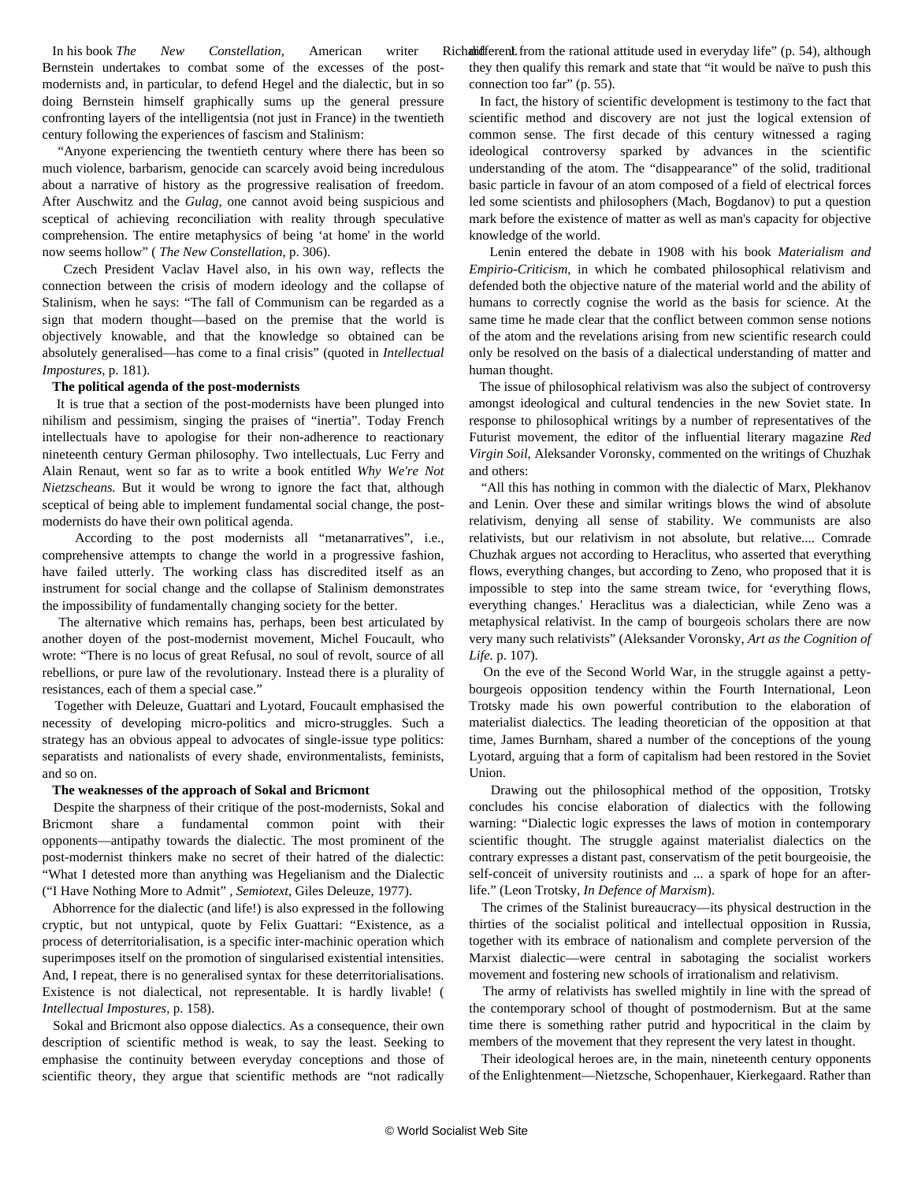In his book *The New Constellation*, American writer Richard Bernstein undertakes to combat some of the excesses of the post-modernists and, in particular, to defend Hegel and the dialectic, but in so doing Bernstein himself graphically sums up the general pressure confronting layers of the intelligentsia (not just in France) in the twentieth century following the experiences of fascism and Stalinism:

"Anyone experiencing the twentieth century where there has been so much violence, barbarism, genocide can scarcely avoid being incredulous about a narrative of history as the progressive realisation of freedom. After Auschwitz and the *Gulag*, one cannot avoid being suspicious and sceptical of achieving reconciliation with reality through speculative comprehension. The entire metaphysics of being 'at home' in the world now seems hollow" ( *The New Constellation*, p. 306).

Czech President Vaclav Havel also, in his own way, reflects the connection between the crisis of modern ideology and the collapse of Stalinism, when he says: "The fall of Communism can be regarded as a sign that modern thought—based on the premise that the world is objectively knowable, and that the knowledge so obtained can be absolutely generalised—has come to a final crisis" (quoted in *Intellectual Impostures*, p. 181).

**The political agenda of the post-modernists**

It is true that a section of the post-modernists have been plunged into nihilism and pessimism, singing the praises of "inertia". Today French intellectuals have to apologise for their non-adherence to reactionary nineteenth century German philosophy. Two intellectuals, Luc Ferry and Alain Renaut, went so far as to write a book entitled *Why We're Not Nietzscheans.* But it would be wrong to ignore the fact that, although sceptical of being able to implement fundamental social change, the post-modernists do have their own political agenda.

According to the post modernists all "metanarratives", i.e., comprehensive attempts to change the world in a progressive fashion, have failed utterly. The working class has discredited itself as an instrument for social change and the collapse of Stalinism demonstrates the impossibility of fundamentally changing society for the better.

The alternative which remains has, perhaps, been best articulated by another doyen of the post-modernist movement, Michel Foucault, who wrote: "There is no locus of great Refusal, no soul of revolt, source of all rebellions, or pure law of the revolutionary. Instead there is a plurality of resistances, each of them a special case."

Together with Deleuze, Guattari and Lyotard, Foucault emphasised the necessity of developing micro-politics and micro-struggles. Such a strategy has an obvious appeal to advocates of single-issue type politics: separatists and nationalists of every shade, environmentalists, feminists, and so on.

**The weaknesses of the approach of Sokal and Bricmont**

Despite the sharpness of their critique of the post-modernists, Sokal and Bricmont share a fundamental common point with their opponents—antipathy towards the dialectic. The most prominent of the post-modernist thinkers make no secret of their hatred of the dialectic: "What I detested more than anything was Hegelianism and the Dialectic ("I Have Nothing More to Admit" , *Semiotext*, Giles Deleuze, 1977).

Abhorrence for the dialectic (and life!) is also expressed in the following cryptic, but not untypical, quote by Felix Guattari: "Existence, as a process of deterritorialisation, is a specific inter-machinic operation which superimposes itself on the promotion of singularised existential intensities. And, I repeat, there is no generalised syntax for these deterritorialisations. Existence is not dialectical, not representable. It is hardly livable! ( *Intellectual Impostures*, p. 158).

Sokal and Bricmont also oppose dialectics. As a consequence, their own description of scientific method is weak, to say the least. Seeking to emphasise the continuity between everyday conceptions and those of scientific theory, they argue that scientific methods are "not radically different from the rational attitude used in everyday life" (p. 54), although they then qualify this remark and state that "it would be naïve to push this connection too far" (p. 55).

In fact, the history of scientific development is testimony to the fact that scientific method and discovery are not just the logical extension of common sense. The first decade of this century witnessed a raging ideological controversy sparked by advances in the scientific understanding of the atom. The "disappearance" of the solid, traditional basic particle in favour of an atom composed of a field of electrical forces led some scientists and philosophers (Mach, Bogdanov) to put a question mark before the existence of matter as well as man's capacity for objective knowledge of the world.

Lenin entered the debate in 1908 with his book *Materialism and Empirio-Criticism*, in which he combated philosophical relativism and defended both the objective nature of the material world and the ability of humans to correctly cognise the world as the basis for science. At the same time he made clear that the conflict between common sense notions of the atom and the revelations arising from new scientific research could only be resolved on the basis of a dialectical understanding of matter and human thought.

The issue of philosophical relativism was also the subject of controversy amongst ideological and cultural tendencies in the new Soviet state. In response to philosophical writings by a number of representatives of the Futurist movement, the editor of the influential literary magazine *Red Virgin Soil*, Aleksander Voronsky, commented on the writings of Chuzhak and others:

"All this has nothing in common with the dialectic of Marx, Plekhanov and Lenin. Over these and similar writings blows the wind of absolute relativism, denying all sense of stability. We communists are also relativists, but our relativism in not absolute, but relative.... Comrade Chuzhak argues not according to Heraclitus, who asserted that everything flows, everything changes, but according to Zeno, who proposed that it is impossible to step into the same stream twice, for 'everything flows, everything changes.' Heraclitus was a dialectician, while Zeno was a metaphysical relativist. In the camp of bourgeois scholars there are now very many such relativists" (Aleksander Voronsky, *Art as the Cognition of Life.* p. 107).

On the eve of the Second World War, in the struggle against a petty-bourgeois opposition tendency within the Fourth International, Leon Trotsky made his own powerful contribution to the elaboration of materialist dialectics. The leading theoretician of the opposition at that time, James Burnham, shared a number of the conceptions of the young Lyotard, arguing that a form of capitalism had been restored in the Soviet Union.

Drawing out the philosophical method of the opposition, Trotsky concludes his concise elaboration of dialectics with the following warning: "Dialectic logic expresses the laws of motion in contemporary scientific thought. The struggle against materialist dialectics on the contrary expresses a distant past, conservatism of the petit bourgeoisie, the self-conceit of university routinists and ... a spark of hope for an after-life." (Leon Trotsky, *In Defence of Marxism*).

The crimes of the Stalinist bureaucracy—its physical destruction in the thirties of the socialist political and intellectual opposition in Russia, together with its embrace of nationalism and complete perversion of the Marxist dialectic—were central in sabotaging the socialist workers movement and fostering new schools of irrationalism and relativism.

The army of relativists has swelled mightily in line with the spread of the contemporary school of thought of postmodernism. But at the same time there is something rather putrid and hypocritical in the claim by members of the movement that they represent the very latest in thought.

Their ideological heroes are, in the main, nineteenth century opponents of the Enlightenment—Nietzsche, Schopenhauer, Kierkegaard. Rather than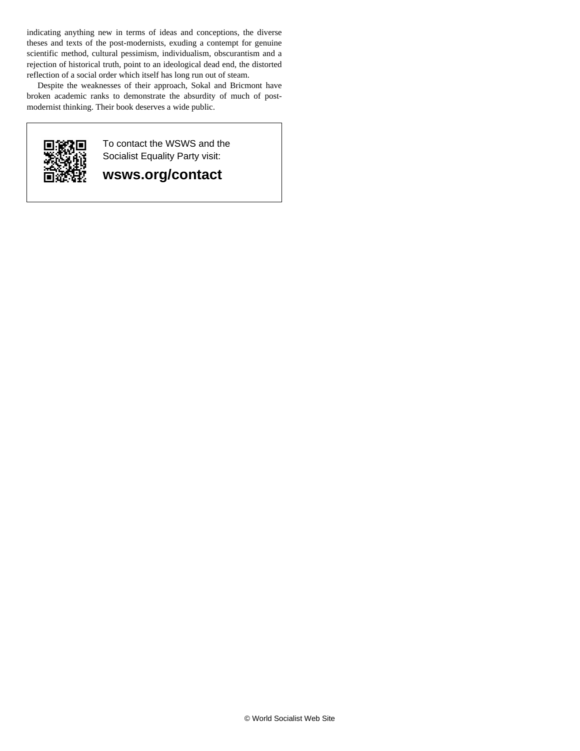indicating anything new in terms of ideas and conceptions, the diverse theses and texts of the post-modernists, exuding a contempt for genuine scientific method, cultural pessimism, individualism, obscurantism and a rejection of historical truth, point to an ideological dead end, the distorted reflection of a social order which itself has long run out of steam.

Despite the weaknesses of their approach, Sokal and Bricmont have broken academic ranks to demonstrate the absurdity of much of post-modernist thinking. Their book deserves a wide public.

To contact the WSWS and the Socialist Equality Party visit:

**wsws.org/contact**